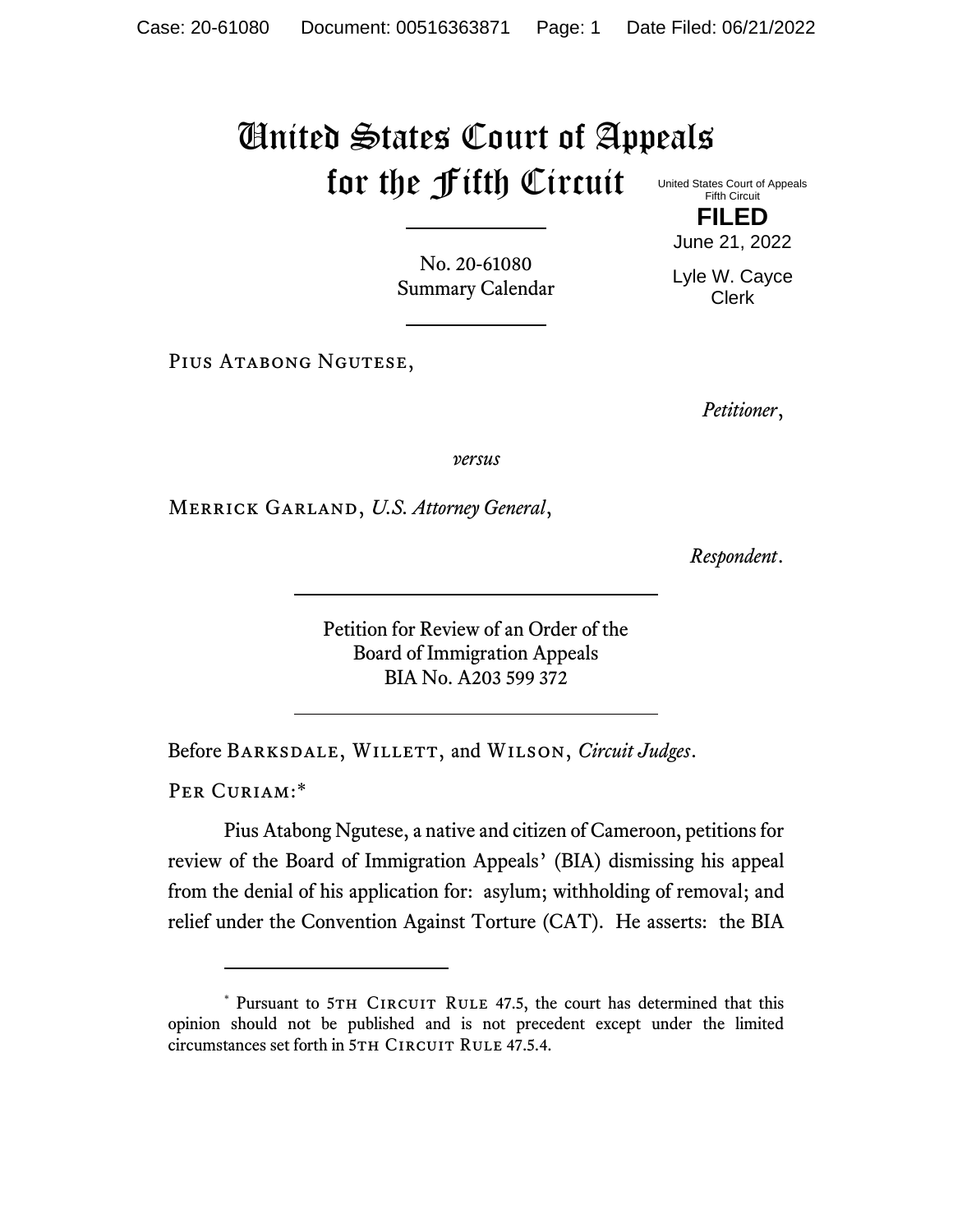# United States Court of Appeals for the Fifth Circuit

United States Court of Appeals
Fifth Circuit

**FILED**

June 21, 2022

Lyle W. Cayce
Clerk

No. 20-61080
Summary Calendar

Pius Atabong Ngutese,

*Petitioner*,

*versus*

Merrick Garland, *U.S. Attorney General*,

*Respondent*.

Petition for Review of an Order of the
Board of Immigration Appeals
BIA No. A203 599 372

Before Barksdale, Willett, and Wilson, *Circuit Judges*.

Per Curiam:*

Pius Atabong Ngutese, a native and citizen of Cameroon, petitions for review of the Board of Immigration Appeals' (BIA) dismissing his appeal from the denial of his application for: asylum; withholding of removal; and relief under the Convention Against Torture (CAT). He asserts: the BIA

---

\* Pursuant to 5th Circuit Rule 47.5, the court has determined that this opinion should not be published and is not precedent except under the limited circumstances set forth in 5th Circuit Rule 47.5.4.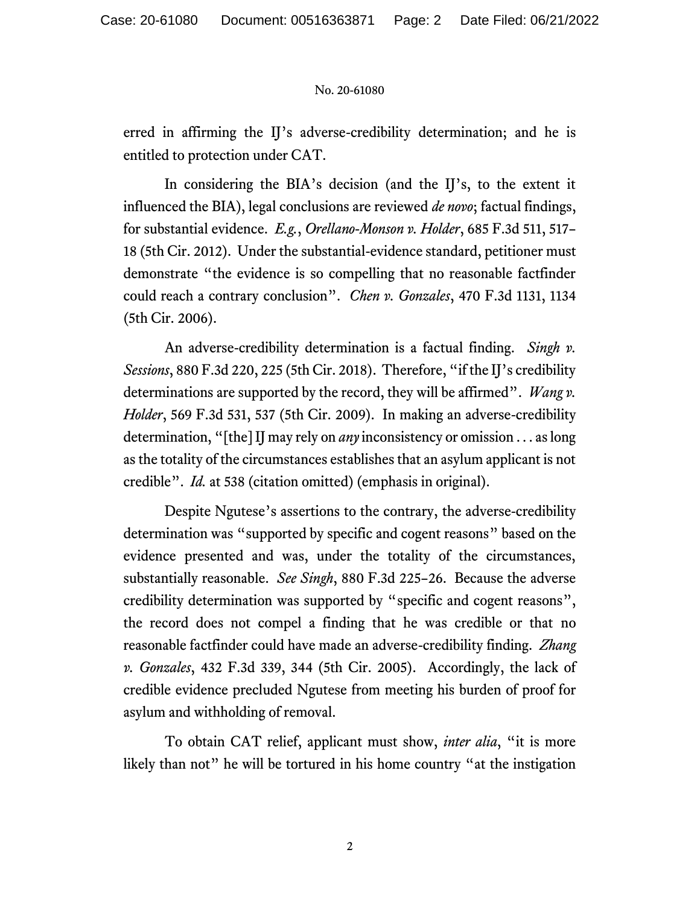erred in affirming the IJ's adverse-credibility determination; and he is entitled to protection under CAT.

In considering the BIA's decision (and the IJ's, to the extent it influenced the BIA), legal conclusions are reviewed *de novo*; factual findings, for substantial evidence. *E.g.*, *Orellano-Monson v. Holder*, 685 F.3d 511, 517–18 (5th Cir. 2012). Under the substantial-evidence standard, petitioner must demonstrate "the evidence is so compelling that no reasonable factfinder could reach a contrary conclusion". *Chen v. Gonzales*, 470 F.3d 1131, 1134 (5th Cir. 2006).

An adverse-credibility determination is a factual finding. *Singh v. Sessions*, 880 F.3d 220, 225 (5th Cir. 2018). Therefore, "if the IJ's credibility determinations are supported by the record, they will be affirmed". *Wang v. Holder*, 569 F.3d 531, 537 (5th Cir. 2009). In making an adverse-credibility determination, "[the] IJ may rely on *any* inconsistency or omission . . . as long as the totality of the circumstances establishes that an asylum applicant is not credible". *Id.* at 538 (citation omitted) (emphasis in original).

Despite Ngutese's assertions to the contrary, the adverse-credibility determination was "supported by specific and cogent reasons" based on the evidence presented and was, under the totality of the circumstances, substantially reasonable. *See Singh*, 880 F.3d 225–26. Because the adverse credibility determination was supported by "specific and cogent reasons", the record does not compel a finding that he was credible or that no reasonable factfinder could have made an adverse-credibility finding. *Zhang v. Gonzales*, 432 F.3d 339, 344 (5th Cir. 2005). Accordingly, the lack of credible evidence precluded Ngutese from meeting his burden of proof for asylum and withholding of removal.

To obtain CAT relief, applicant must show, *inter alia*, "it is more likely than not" he will be tortured in his home country "at the instigation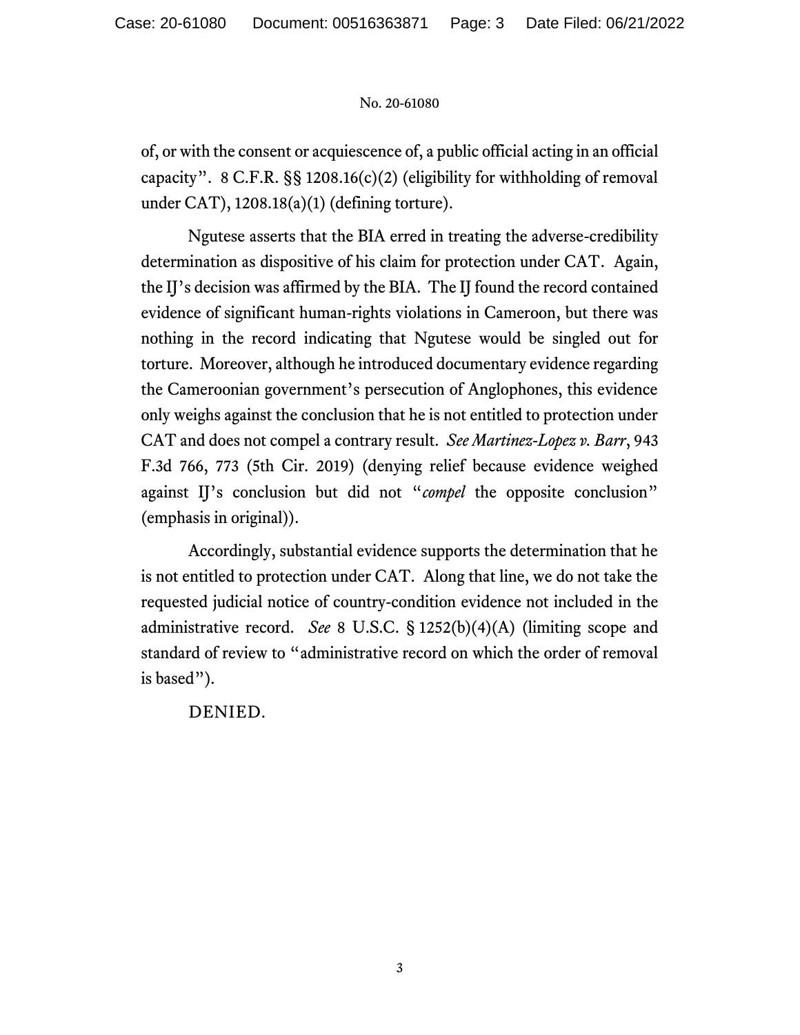of, or with the consent or acquiescence of, a public official acting in an official capacity". 8 C.F.R. §§ 1208.16(c)(2) (eligibility for withholding of removal under CAT), 1208.18(a)(1) (defining torture).

Ngutese asserts that the BIA erred in treating the adverse-credibility determination as dispositive of his claim for protection under CAT. Again, the IJ's decision was affirmed by the BIA. The IJ found the record contained evidence of significant human-rights violations in Cameroon, but there was nothing in the record indicating that Ngutese would be singled out for torture. Moreover, although he introduced documentary evidence regarding the Cameroonian government's persecution of Anglophones, this evidence only weighs against the conclusion that he is not entitled to protection under CAT and does not compel a contrary result. *See Martinez-Lopez v. Barr*, 943 F.3d 766, 773 (5th Cir. 2019) (denying relief because evidence weighed against IJ's conclusion but did not "*compel* the opposite conclusion" (emphasis in original)).

Accordingly, substantial evidence supports the determination that he is not entitled to protection under CAT. Along that line, we do not take the requested judicial notice of country-condition evidence not included in the administrative record. *See* 8 U.S.C. § 1252(b)(4)(A) (limiting scope and standard of review to "administrative record on which the order of removal is based").

DENIED.